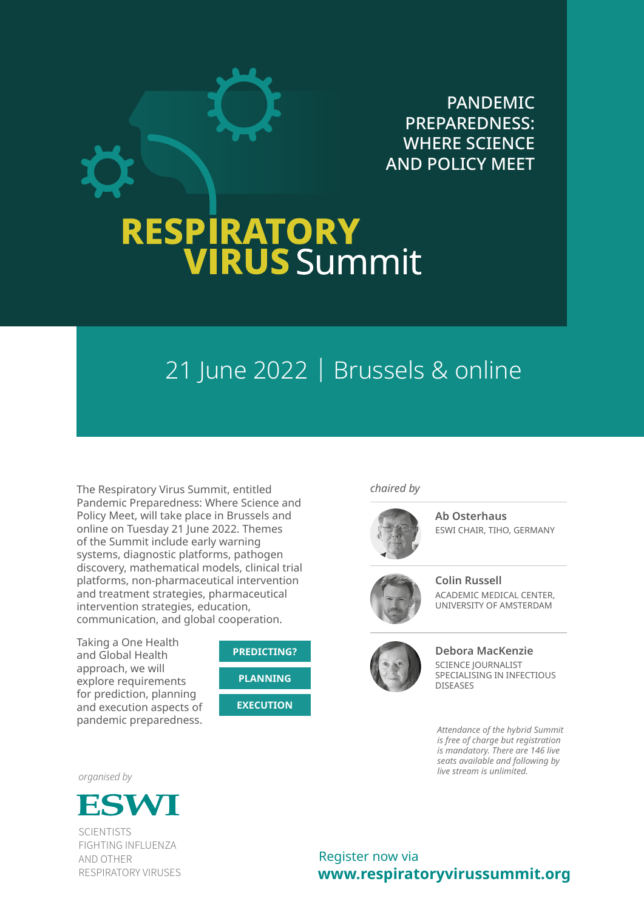# RESPIRATORY VIRUS Summit

## PANDEMIC PREPAREDNESS: WHERE SCIENCE AND POLICY MEET

## 21 June 2022 | Brussels & online

The Respiratory Virus Summit, entitled Pandemic Preparedness: Where Science and Policy Meet, will take place in Brussels and online on Tuesday 21 June 2022. Themes of the Summit include early warning systems, diagnostic platforms, pathogen discovery, mathematical models, clinical trial platforms, non-pharmaceutical intervention and treatment strategies, pharmaceutical intervention strategies, education, communication, and global cooperation.

Taking a One Health and Global Health approach, we will explore requirements for prediction, planning and execution aspects of pandemic preparedness.

**PREDICTING?**

**PLANNING**

**EXECUTION**

*chaired by*

**Ab Osterhaus**
ESWI CHAIR, TIHO, GERMANY

**Colin Russell**
ACADEMIC MEDICAL CENTER, UNIVERSITY OF AMSTERDAM

**Debora MacKenzie**
SCIENCE JOURNALIST SPECIALISING IN INFECTIOUS DISEASES

*Attendance of the hybrid Summit is free of charge but registration is mandatory. There are 146 live seats available and following by live stream is unlimited.*

*organised by*

**ESWI**
SCIENTISTS FIGHTING INFLUENZA AND OTHER RESPIRATORY VIRUSES

Register now via
**www.respiratoryvirussummit.org**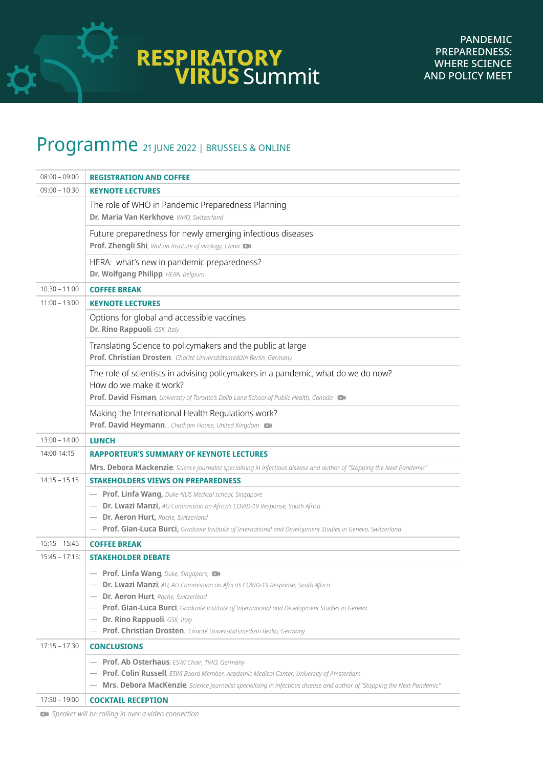# RESPIRATORY VIRUS Summit

PANDEMIC PREPAREDNESS: WHERE SCIENCE AND POLICY MEET

## Programme 21 JUNE 2022 | BRUSSELS & ONLINE

| Time | Session |
|---|---|
| 08:00 – 09:00 | **REGISTRATION AND COFFEE** |
| 09:00 – 10:30 | **KEYNOTE LECTURES** |
| | The role of WHO in Pandemic Preparedness Planning<br>**Dr. Maria Van Kerkhove**, *WHO, Switzerland* |
| | Future preparedness for newly emerging infectious diseases<br>**Prof. Zhengli Shi**, *Wuhan Institute of virology, China* 📹 |
| | HERA: what's new in pandemic preparedness?<br>**Dr. Wolfgang Philipp**, *HERA, Belgium* |
| 10:30 – 11:00 | **COFFEE BREAK** |
| 11:00 – 13:00 | **KEYNOTE LECTURES** |
| | Options for global and accessible vaccines<br>**Dr. Rino Rappuoli**, *GSK, Italy* |
| | Translating Science to policymakers and the public at large<br>**Prof. Christian Drosten**, *Charité Universitätsmedizin Berlin, Germany* |
| | The role of scientists in advising policymakers in a pandemic, what do we do now? How do we make it work?<br>**Prof. David Fisman**, *University of Toronto's Dalla Lana School of Public Health, Canada* 📹 |
| | Making the International Health Regulations work?<br>**Prof. David Heymann**, , *Chatham House, United Kingdom* 📹 |
| 13:00 – 14:00 | **LUNCH** |
| 14:00-14:15 | **RAPPORTEUR'S SUMMARY OF KEYNOTE LECTURES** |
| | **Mrs. Debora Mackenzie**, *Science journalist specialising in infectious disease and author of "Stopping the Next Pandemic"* |
| 14:15 – 15:15 | **STAKEHOLDERS VIEWS ON PREPAREDNESS** |
| | — **Prof. Linfa Wang,** *Duke-NUS Medical school, Singapore*<br>— **Dr. Lwazi Manzi,** *AU Commission on Africa's COVID-19 Response, South Africa*<br>— **Dr. Aeron Hurt,** *Roche, Switzerland*<br>— **Prof. Gian-Luca Burci,** *Graduate Institute of International and Development Studies in Geneva, Switzerland* |
| 15:15 – 15:45 | **COFFEE BREAK** |
| 15:45 – 17:15: | **STAKEHOLDER DEBATE** |
| | — **Prof. Linfa Wang**, *Duke, Singapore,* 📹<br>— **Dr. Lwazi Manzi**, *AU, AU Commission on Africa's COVID-19 Response, South Africa*<br>— **Dr. Aeron Hurt**, *Roche, Switzerland*<br>— **Prof. Gian-Luca Burci**, *Graduate Institute of International and Development Studies in Geneva*<br>— **Dr. Rino Rappuoli**, *GSK, Italy*<br>— **Prof. Christian Drosten**, *Charité Universitätsmedizin Berlin, Germany* |
| 17:15 – 17:30 | **CONCLUSIONS** |
| | — **Prof. Ab Osterhaus**, *ESWI Chair, TiHO, Germany*<br>— **Prof. Colin Russell**, *ESWI Board Member, Academic Medical Center, University of Amsterdam*<br>— **Mrs. Debora MacKenzie**, *Science journalist specialising in infectious disease and author of "Stopping the Next Pandemic"* |
| 17:30 – 19:00 | **COCKTAIL RECEPTION** |

📹 *Speaker will be calling in over a video connection*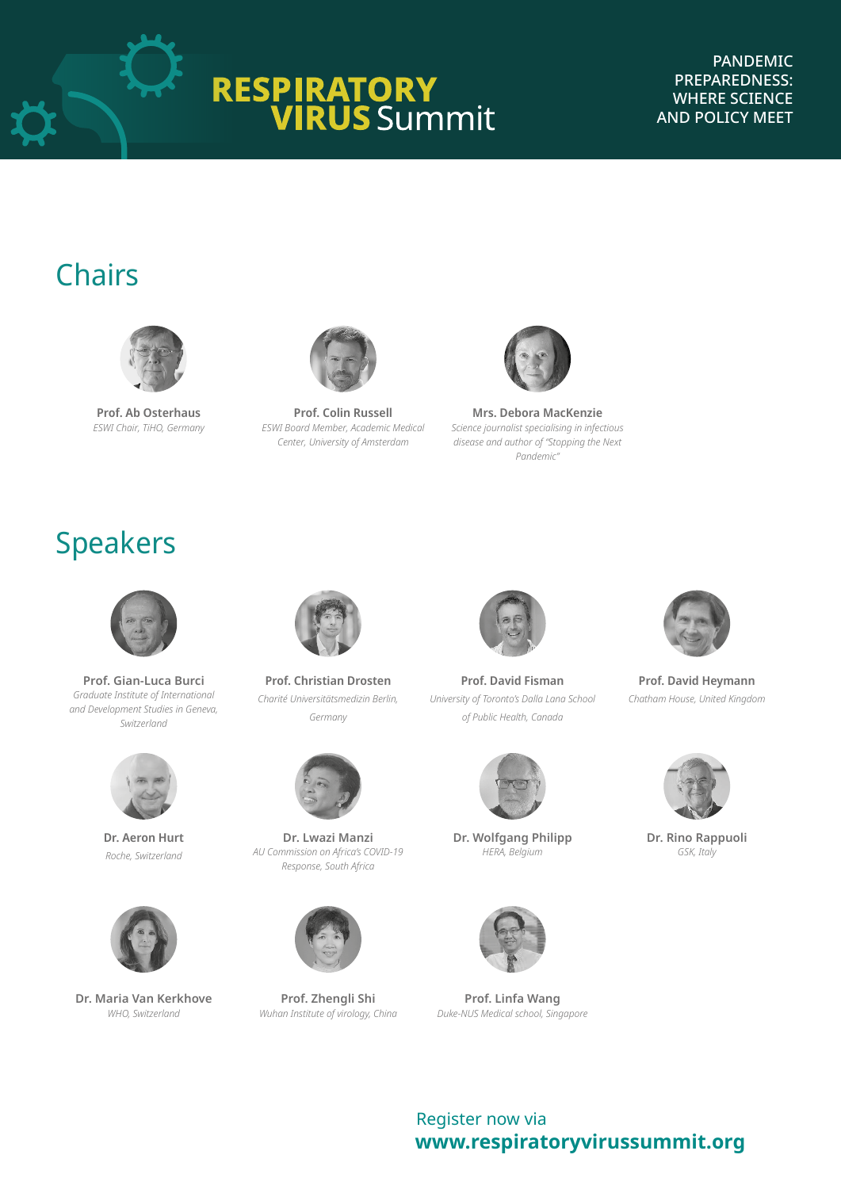# RESPIRATORY VIRUS Summit

PANDEMIC PREPAREDNESS: WHERE SCIENCE AND POLICY MEET

## Chairs

**Prof. Ab Osterhaus**
*ESWI Chair, TiHO, Germany*

**Prof. Colin Russell**
*ESWI Board Member, Academic Medical Center, University of Amsterdam*

**Mrs. Debora MacKenzie**
*Science journalist specialising in infectious disease and author of "Stopping the Next Pandemic"*

## Speakers

**Prof. Gian-Luca Burci**
*Graduate Institute of International and Development Studies in Geneva, Switzerland*

**Prof. Christian Drosten**
*Charité Universitätsmedizin Berlin, Germany*

**Prof. David Fisman**
*University of Toronto's Dalla Lana School of Public Health, Canada*

**Prof. David Heymann**
*Chatham House, United Kingdom*

**Dr. Aeron Hurt**
*Roche, Switzerland*

**Dr. Lwazi Manzi**
*AU Commission on Africa's COVID-19 Response, South Africa*

**Dr. Wolfgang Philipp**
*HERA, Belgium*

**Dr. Rino Rappuoli**
*GSK, Italy*

**Dr. Maria Van Kerkhove**
*WHO, Switzerland*

**Prof. Zhengli Shi**
*Wuhan Institute of virology, China*

**Prof. Linfa Wang**
*Duke-NUS Medical school, Singapore*

Register now via
**www.respiratoryvirussummit.org**